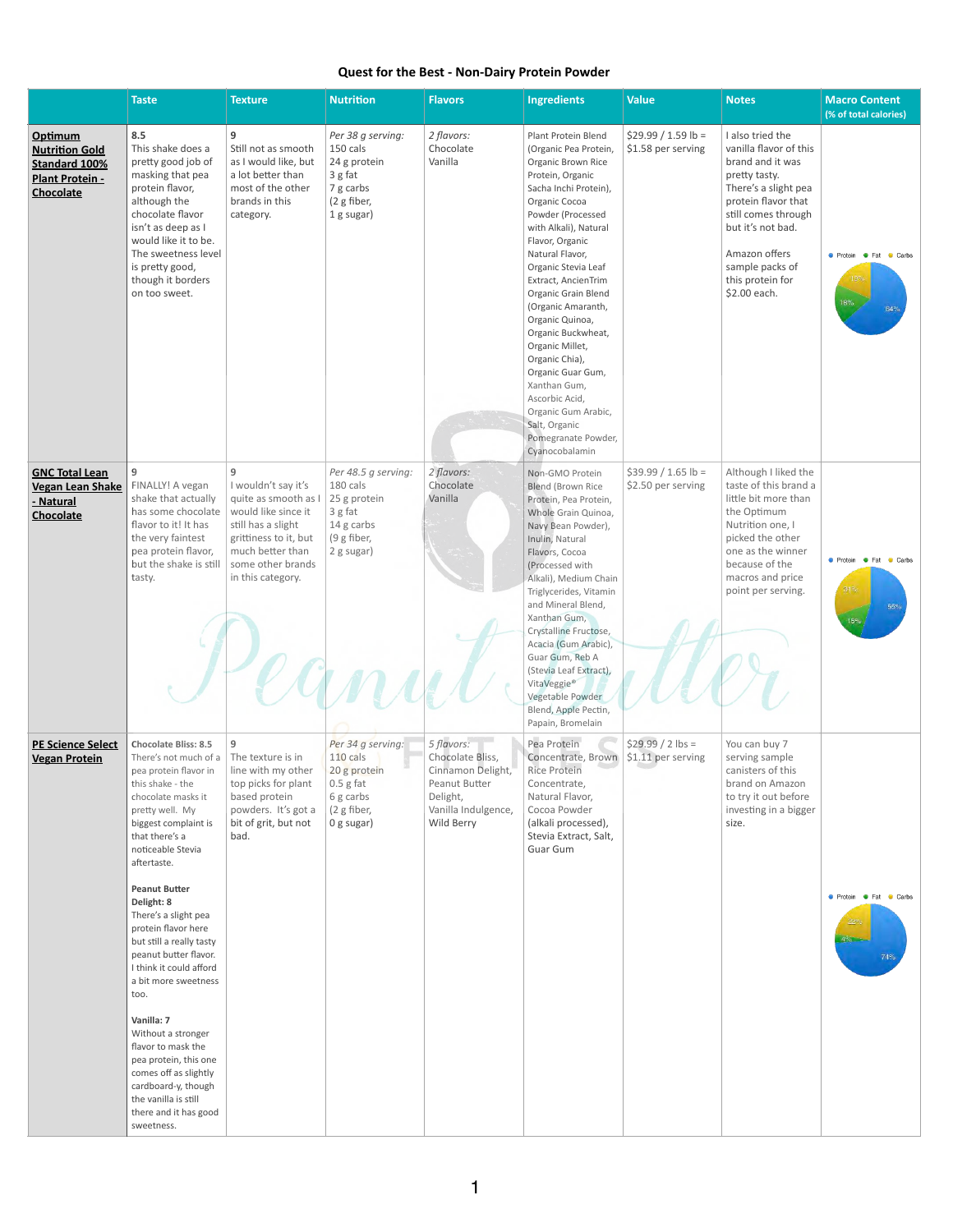# Quest for the Best - Non-Dairy Protein Powder

| | Taste | Texture | Nutrition | Flavors | Ingredients | Value | Notes | Macro Content (% of total calories) |
|---|---|---|---|---|---|---|---|---|
| **Optimum Nutrition Gold Standard 100% Plant Protein - Chocolate** | 8.5<br>This shake does a pretty good job of masking that pea protein flavor, although the chocolate flavor isn't as deep as I would like it to be. The sweetness level is pretty good, though it borders on too sweet. | 9<br>Still not as smooth as I would like, but a lot better than most of the other brands in this category. | *Per 38 g serving:*<br>150 cals<br>24 g protein<br>3 g fat<br>7 g carbs<br>(2 g fiber,<br>1 g sugar) | *2 flavors:*<br>Chocolate<br>Vanilla | Plant Protein Blend (Organic Pea Protein, Organic Brown Rice Protein, Organic Sacha Inchi Protein), Organic Cocoa Powder (Processed with Alkali), Natural Flavor, Organic Natural Flavor, Organic Stevia Leaf Extract, AncienTrim Organic Grain Blend (Organic Amaranth, Organic Quinoa, Organic Buckwheat, Organic Millet, Organic Chia), Organic Guar Gum, Xanthan Gum, Ascorbic Acid, Organic Gum Arabic, Salt, Organic Pomegranate Powder, Cyanocobalamin | $29.99 / 1.59 lb = $1.58 per serving | I also tried the vanilla flavor of this brand and it was pretty tasty. There's a slight pea protein flavor that still comes through but it's not bad.<br><br>Amazon offers sample packs of this protein for $2.00 each. | Protein 64%, Fat 18%, Carbs 19% |
| **GNC Total Lean Vegan Lean Shake - Natural Chocolate** | 9<br>FINALLY! A vegan shake that actually has some chocolate flavor to it! It has the very faintest pea protein flavor, but the shake is still tasty. | 9<br>I wouldn't say it's quite as smooth as I would like since it still has a slight grittiness to it, but much better than some other brands in this category. | *Per 48.5 g serving:*<br>180 cals<br>25 g protein<br>3 g fat<br>14 g carbs<br>(9 g fiber,<br>2 g sugar) | *2 flavors:*<br>Chocolate<br>Vanilla | Non-GMO Protein Blend (Brown Rice Protein, Pea Protein, Whole Grain Quinoa, Navy Bean Powder), Inulin, Natural Flavors, Cocoa (Processed with Alkali), Medium Chain Triglycerides, Vitamin and Mineral Blend, Xanthan Gum, Crystalline Fructose, Acacia (Gum Arabic), Guar Gum, Reb A (Stevia Leaf Extract), VitaVeggie® Vegetable Powder Blend, Apple Pectin, Papain, Bromelain | $39.99 / 1.65 lb = $2.50 per serving | Although I liked the taste of this brand a little bit more than the Optimum Nutrition one, I picked the other one as the winner because of the macros and price point per serving. | Protein 55%, Fat 15%, Carbs 31% |
| **PE Science Select Vegan Protein** | **Chocolate Bliss: 8.5**<br>There's not much of a pea protein flavor in this shake - the chocolate masks it pretty well. My biggest complaint is that there's a noticeable Stevia aftertaste.<br><br>**Peanut Butter Delight: 8**<br>There's a slight pea protein flavor here but still a really tasty peanut butter flavor. I think it could afford a bit more sweetness too.<br><br>**Vanilla: 7**<br>Without a stronger flavor to mask the pea protein, this one comes off as slightly cardboard-y, though the vanilla is still there and it has good sweetness. | 9<br>The texture is in line with my other top picks for plant based protein powders. It's got a bit of grit, but not bad. | *Per 34 g serving:*<br>110 cals<br>20 g protein<br>0.5 g fat<br>6 g carbs<br>(2 g fiber,<br>0 g sugar) | *5 flavors:*<br>Chocolate Bliss,<br>Cinnamon Delight,<br>Peanut Butter Delight,<br>Vanilla Indulgence,<br>Wild Berry | Pea Protein Concentrate, Brown Rice Protein Concentrate, Natural Flavor, Cocoa Powder (alkali processed), Stevia Extract, Salt, Guar Gum | $29.99 / 2 lbs = $1.11 per serving | You can buy 7 serving sample canisters of this brand on Amazon to try it out before investing in a bigger size. | Protein 74%, Fat 4%, Carbs 22% |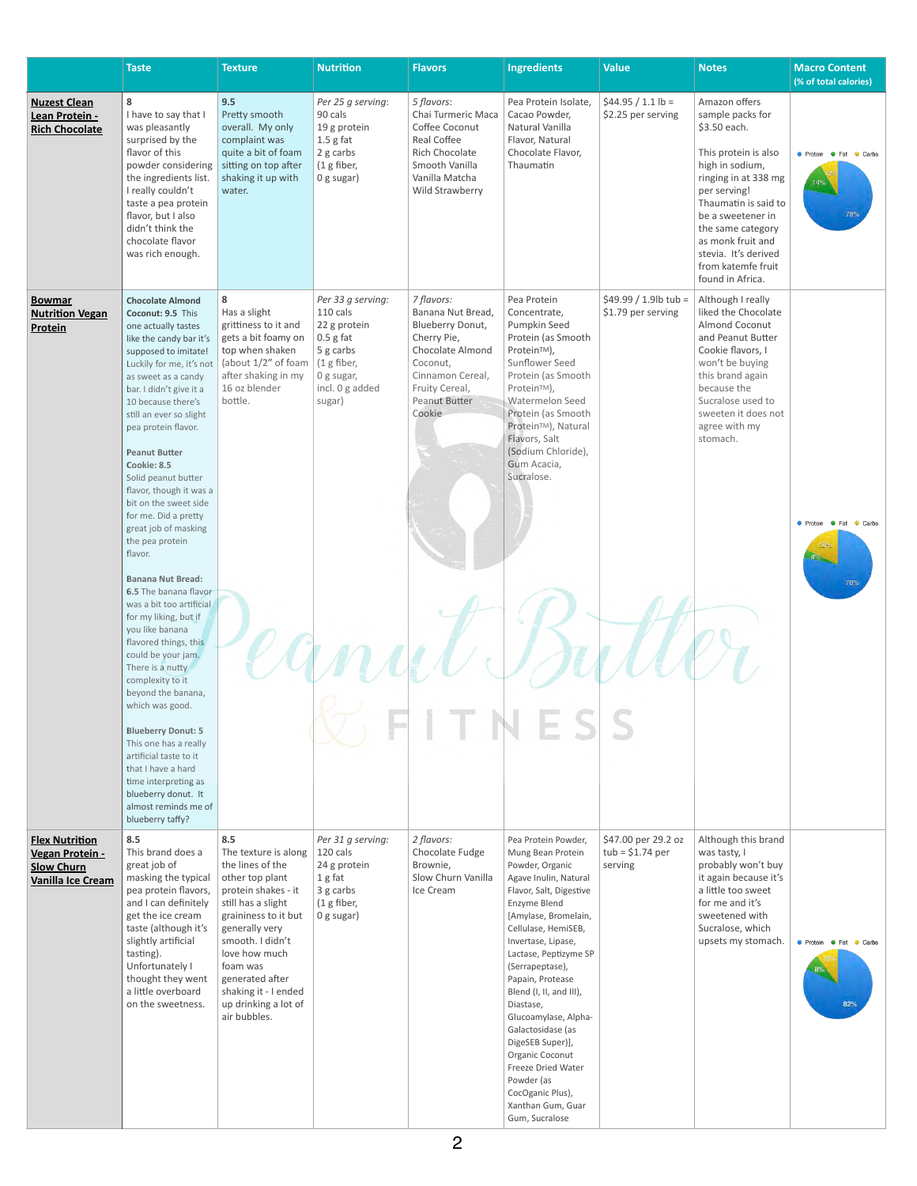| | Taste | Texture | Nutrition | Flavors | Ingredients | Value | Notes | Macro Content (% of total calories) |
|---|---|---|---|---|---|---|---|---|
| **Nuzest Clean Lean Protein - Rich Chocolate** | 8<br>I have to say that I was pleasantly surprised by the flavor of this powder considering the ingredients list. I really couldn't taste a pea protein flavor, but I also didn't think the chocolate flavor was rich enough. | 9.5<br>Pretty smooth overall. My only complaint was quite a bit of foam sitting on top after shaking it up with water. | *Per 25 g serving:*<br>90 cals<br>19 g protein<br>1.5 g fat<br>2 g carbs<br>(1 g fiber,<br>0 g sugar) | *5 flavors:*<br>Chai Turmeric Maca<br>Coffee Coconut<br>Real Coffee<br>Rich Chocolate<br>Smooth Vanilla<br>Vanilla Matcha<br>Wild Strawberry | Pea Protein Isolate, Cacao Powder, Natural Vanilla Flavor, Natural Chocolate Flavor, Thaumatin | $44.95 / 1.1 lb = $2.25 per serving | Amazon offers sample packs for $3.50 each.<br><br>This protein is also high in sodium, ringing in at 338 mg per serving! Thaumatin is said to be a sweetener in the same category as monk fruit and stevia. It's derived from katemfe fruit found in Africa. | Protein, Fat, Carbs<br>78%, 14%, 8% |
| **Bowmar Nutrition Vegan Protein** | **Chocolate Almond Coconut: 9.5** This one actually tastes like the candy bar it's supposed to imitate! Luckily for me, it's not as sweet as a candy bar. I didn't give it a 10 because there's still an ever so slight pea protein flavor.<br><br>**Peanut Butter Cookie: 8.5**<br>Solid peanut butter flavor, though it was a bit on the sweet side for me. Did a pretty great job of masking the pea protein flavor.<br><br>**Banana Nut Bread: 6.5** The banana flavor was a bit too artificial for my liking, but if you like banana flavored things, this could be your jam. There is a nutty complexity to it beyond the banana, which was good.<br><br>**Blueberry Donut: 5**<br>This one has a really artificial taste to it that I have a hard time interpreting as blueberry donut. It almost reminds me of blueberry taffy? | 8<br>Has a slight grittiness to it and gets a bit foamy on top when shaken (about 1/2" of foam after shaking in my 16 oz blender bottle. | *Per 33 g serving:*<br>110 cals<br>22 g protein<br>0.5 g fat<br>5 g carbs<br>(1 g fiber,<br>0 g sugar,<br>incl. 0 g added sugar) | *7 flavors:*<br>Banana Nut Bread,<br>Blueberry Donut,<br>Cherry Pie,<br>Chocolate Almond Coconut,<br>Cinnamon Cereal,<br>Fruity Cereal,<br>Peanut Butter Cookie | Pea Protein Concentrate, Pumpkin Seed Protein (as Smooth Protein™), Sunflower Seed Protein (as Smooth Protein™), Watermelon Seed Protein (as Smooth Protein™), Natural Flavors, Salt (Sodium Chloride), Gum Acacia, Sucralose. | $49.99 / 1.9lb tub = $1.79 per serving | Although I really liked the Chocolate Almond Coconut and Peanut Butter Cookie flavors, I won't be buying this brand again because the Sucralose used to sweeten it does not agree with my stomach. | Protein, Fat, Carbs<br>78%, 16%, 6% |
| **Flex Nutrition Vegan Protein - Slow Churn Vanilla Ice Cream** | 8.5<br>This brand does a great job of masking the typical pea protein flavors, and I can definitely get the ice cream taste (although it's slightly artificial tasting). Unfortunately I thought they went a little overboard on the sweetness. | 8.5<br>The texture is along the lines of the other top plant protein shakes - it still has a slight graininess to it but generally very smooth. I didn't love how much foam was generated after shaking it - I ended up drinking a lot of air bubbles. | *Per 31 g serving:*<br>120 cals<br>24 g protein<br>1 g fat<br>3 g carbs<br>(1 g fiber,<br>0 g sugar) | *2 flavors:*<br>Chocolate Fudge Brownie,<br>Slow Churn Vanilla Ice Cream | Pea Protein Powder, Mung Bean Protein Powder, Organic Agave Inulin, Natural Flavor, Salt, Digestive Enzyme Blend [Amylase, Bromelain, Cellulase, HemiSEB, Invertase, Lipase, Lactase, Peptizyme SP (Serrapeptase), Papain, Protease Blend (I, II, and III), Diastase, Glucoamylase, Alpha-Galactosidase (as DigeSEB Super)], Organic Coconut Freeze Dried Water Powder (as CocOganic Plus), Xanthan Gum, Guar Gum, Sucralose | $47.00 per 29.2 oz tub = $1.74 per serving | Although this brand was tasty, I probably won't buy it again because it's a little too sweet for me and it's sweetened with Sucralose, which upsets my stomach. | Protein, Fat, Carbs<br>82%, 8%, 10% |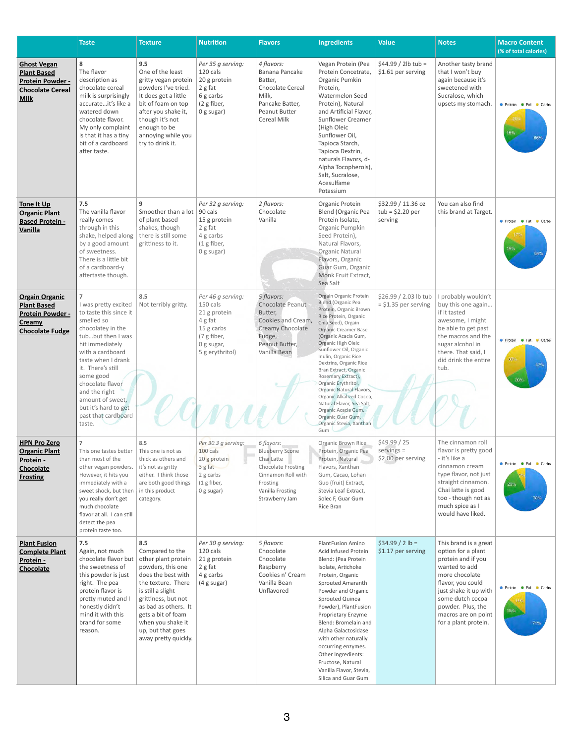| | Taste | Texture | Nutrition | Flavors | Ingredients | Value | Notes | Macro Content (% of total calories) |
|---|---|---|---|---|---|---|---|---|
| **Ghost Vegan Plant Based Protein Powder - Chocolate Cereal Milk** | 8<br>The flavor description as chocolate cereal milk is surprisingly accurate…it's like a watered down chocolate flavor. My only complaint is that it has a tiny bit of a cardboard after taste. | 9.5<br>One of the least gritty vegan protein powders I've tried. It does get a little bit of foam on top after you shake it, though it's not enough to be annoying while you try to drink it. | *Per 35 g serving:*<br>120 cals<br>20 g protein<br>2 g fat<br>6 g carbs<br>(2 g fiber,<br>0 g sugar) | *4 flavors:*<br>Banana Pancake Batter,<br>Chocolate Cereal Milk,<br>Pancake Batter,<br>Peanut Butter Cereal Milk | Vegan Protein (Pea Protein Concetrate, Organic Pumkin Protein, Watermelon Seed Protein), Natural and Artificial Flavor, Sunflower Creamer (High Oleic Sunflower Oil, Tapioca Starch, Tapioca Dextrin, naturals Flavors, d-Alpha Tocopherols), Salt, Sucralose, Acesulfame Potassium | $44.99 / 2lb tub = $1.61 per serving | Another tasty brand that I won't buy again because it's sweetened with Sucralose, which upsets my stomach. | Protein 66%, Fat 15%, Carbs 20% |
| **Tone It Up Organic Plant Based Protein - Vanilla** | 7.5<br>The vanilla flavor really comes through in this shake, helped along by a good amount of sweetness. There is a little bit of a cardboard-y aftertaste though. | 9<br>Smoother than a lot of plant based shakes, though there is still some grittiness to it. | *Per 32 g serving:*<br>90 cals<br>15 g protein<br>2 g fat<br>4 g carbs<br>(1 g fiber,<br>0 g sugar) | *2 flavors:*<br>Chocolate<br>Vanilla | Organic Protein Blend (Organic Pea Protein Isolate, Organic Pumpkin Seed Protein), Natural Flavors, Organic Natural Flavors, Organic Guar Gum, Organic Monk Fruit Extract, Sea Salt | $32.99 / 11.36 oz tub = $2.20 per serving | You can also find this brand at Target. | Protein 64%, Fat 19%, Carbs 17% |
| **Orgain Organic Plant Based Protein Powder - Creamy Chocolate Fudge** | 7<br>I was pretty excited to taste this since it smelled so chocolatey in the tub…but then I was hit immediately with a cardboard taste when I drank it. There's still some good chocolate flavor and the right amount of sweet, but it's hard to get past that cardboard taste. | 8.5<br>Not terribly gritty. | *Per 46 g serving:*<br>150 cals<br>21 g protein<br>4 g fat<br>15 g carbs<br>(7 g fiber,<br>0 g sugar,<br>5 g erythritol) | *5 flavors:*<br>Chocolate Peanut Butter,<br>Cookies and Cream,<br>Creamy Chocolate Fudge,<br>Peanut Butter,<br>Vanilla Bean | Orgain Organic Protein Blend (Organic Pea Protein, Organic Brown Rice Protein, Organic Chia Seed), Orgain Organic Creamer Base (Organic Acacia Gum, Organic High Oleic Sunflower Oil, Organic Inulin, Organic Rice Dextrins, Organic Rice Bran Extract, Organic Rosemary Extract), Organic Erythritol, Organic Natural Flavors, Organic Alkalized Cocoa, Natural Flavor, Sea Salt, Organic Acacia Gum, Organic Guar Gum, Organic Stevia, Xanthan Gum | $26.99 / 2.03 lb tub = $1.35 per serving | I probably wouldn't buy this one again… if it tasted awesome, I might be able to get past the macros and the sugar alcohol in there. That said, I did drink the entire tub. | Protein 47%, Fat 20%, Carbs 33% |
| **HPN Pro Zero Organic Plant Protein - Chocolate Frosting** | 7<br>This one tastes better than most of the other vegan powders. However, it hits you immediately with a sweet shock, but then you really don't get much chocolate flavor at all. I can still detect the pea protein taste too. | 8.5<br>This one is not as thick as others and it's not as gritty either. I think those are both good things in this product category. | *Per 30.3 g serving:*<br>100 cals<br>20 g protein<br>3 g fat<br>2 g carbs<br>(1 g fiber,<br>0 g sugar) | *6 flavors:*<br>Blueberry Scone<br>Chai Latte<br>Chocolate Frosting<br>Cinnamon Roll with Frosting<br>Vanilla Frosting<br>Strawberry Jam | Organic Brown Rice Protein, Organic Pea Protein, Natural Flavors, Xanthan Gum, Cacao, Lohan Guo (fruit) Extract, Stevia Leaf Extract, Solec F, Guar Gum Rice Bran | $49.99 / 25 servings = $2.00 per serving | The cinnamon roll flavor is pretty good - it's like a cinnamon cream type flavor, not just straight cinnamon. Chai latte is good too - though not as much spice as I would have liked. | Protein 70%, Fat 23%, Carbs 7% |
| **Plant Fusion Complete Plant Protein - Chocolate** | 7.5<br>Again, not much chocolate flavor but the sweetness of this powder is just right. The pea protein flavor is pretty muted and I honestly didn't mind it with this brand for some reason. | 8.5<br>Compared to the other plant protein powders, this one does the best with the texture. There is still a slight grittiness, but not as bad as others. It gets a bit of foam when you shake it up, but that goes away pretty quickly. | *Per 30 g serving:*<br>120 cals<br>21 g protein<br>2 g fat<br>4 g carbs<br>(4 g sugar) | *5 flavors:*<br>Chocolate<br>Chocolate Raspberry<br>Cookies n' Cream<br>Vanilla Bean<br>Unflavored | PlantFusion Amino Acid Infused Protein Blend: (Pea Protein Isolate, Artichoke Protein, Organic Sprouted Amaranth Powder and Organic Sprouted Quinoa Powder), PlantFusion Proprietary Enzyme Blend: Bromelain and Alpha Galactosidase with other naturally occurring enzymes. Other Ingredients: Fructose, Natural Vanilla Flavor, Stevia, Silica and Guar Gum | $34.99 / 2 lb = $1.17 per serving | This brand is a great option for a plant protein and if you wanted to add more chocolate flavor, you could just shake it up with some dutch cocoa powder. Plus, the macros are on point for a plant protein. | Protein 71%, Fat 15%, Carbs 14% |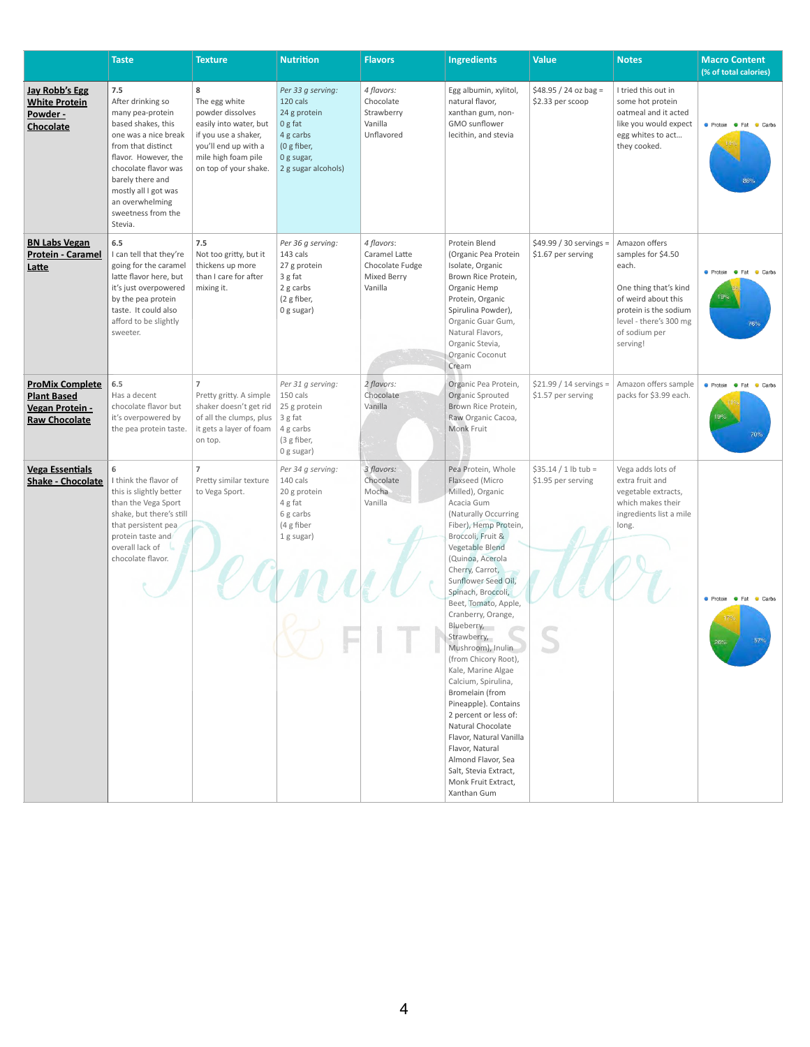| | Taste | Texture | Nutrition | Flavors | Ingredients | Value | Notes | Macro Content (% of total calories) |
|---|---|---|---|---|---|---|---|---|
| **Jay Robb's Egg White Protein Powder - Chocolate** | **7.5** After drinking so many pea-protein based shakes, this one was a nice break from that distinct flavor. However, the chocolate flavor was barely there and mostly all I got was an overwhelming sweetness from the Stevia. | **8** The egg white powder dissolves easily into water, but if you use a shaker, you'll end up with a mile high foam pile on top of your shake. | *Per 33 g serving:* 120 cals 24 g protein 0 g fat 4 g carbs (0 g fiber, 0 g sugar, 2 g sugar alcohols) | *4 flavors:* Chocolate Strawberry Vanilla Unflavored | Egg albumin, xylitol, natural flavor, xanthan gum, non-GMO sunflower lecithin, and stevia | $48.95 / 24 oz bag = $2.33 per scoop | I tried this out in some hot protein oatmeal and it acted like you would expect egg whites to act… they cooked. | Protein 86%, Carbs 14% |
| **BN Labs Vegan Protein - Caramel Latte** | **6.5** I can tell that they're going for the caramel latte flavor here, but it's just overpowered by the pea protein taste. It could also afford to be slightly sweeter. | **7.5** Not too gritty, but it thickens up more than I care for after mixing it. | *Per 36 g serving:* 143 cals 27 g protein 3 g fat 2 g carbs (2 g fiber, 0 g sugar) | *4 flavors:* Caramel Latte Chocolate Fudge Mixed Berry Vanilla | Protein Blend (Organic Pea Protein Isolate, Organic Brown Rice Protein, Organic Hemp Protein, Organic Spirulina Powder), Organic Guar Gum, Natural Flavors, Organic Stevia, Organic Coconut Cream | $49.99 / 30 servings = $1.67 per serving | Amazon offers samples for $4.50 each. One thing that's kind of weird about this protein is the sodium level - there's 300 mg of sodium per serving! | Protein 76%, Fat 19%, Carbs 5% |
| **ProMix Complete Plant Based Vegan Protein - Raw Chocolate** | **6.5** Has a decent chocolate flavor but it's overpowered by the pea protein taste. | **7** Pretty gritty. A simple shaker doesn't get rid of all the clumps, plus it gets a layer of foam on top. | *Per 31 g serving:* 150 cals 25 g protein 3 g fat 4 g carbs (3 g fiber, 0 g sugar) | *2 flavors:* Chocolate Vanilla | Organic Pea Protein, Organic Sprouted Brown Rice Protein, Raw Organic Cacoa, Monk Fruit | $21.99 / 14 servings = $1.57 per serving | Amazon offers sample packs for $3.99 each. | Protein 70%, Fat 19%, Carbs 11% |
| **Vega Essentials Shake - Chocolate** | **6** I think the flavor of this is slightly better than the Vega Sport shake, but there's still that persistent pea protein taste and overall lack of chocolate flavor. | **7** Pretty similar texture to Vega Sport. | *Per 34 g serving:* 140 cals 20 g protein 4 g fat 6 g carbs (4 g fiber 1 g sugar) | *3 flavors:* Chocolate Mocha Vanilla | Pea Protein, Whole Flaxseed (Micro Milled), Organic Acacia Gum (Naturally Occurring Fiber), Hemp Protein, Broccoli, Fruit & Vegetable Blend (Quinoa, Acerola Cherry, Carrot, Sunflower Seed Oil, Spinach, Broccoli, Beet, Tomato, Apple, Cranberry, Orange, Blueberry, Strawberry, Mushroom), Inulin (from Chicory Root), Kale, Marine Algae Calcium, Spirulina, Bromelain (from Pineapple). Contains 2 percent or less of: Natural Chocolate Flavor, Natural Vanilla Flavor, Natural Almond Flavor, Sea Salt, Stevia Extract, Monk Fruit Extract, Xanthan Gum | $35.14 / 1 lb tub = $1.95 per serving | Vega adds lots of extra fruit and vegetable extracts, which makes their ingredients list a mile long. | Protein 57%, Fat 26%, Carbs 17% |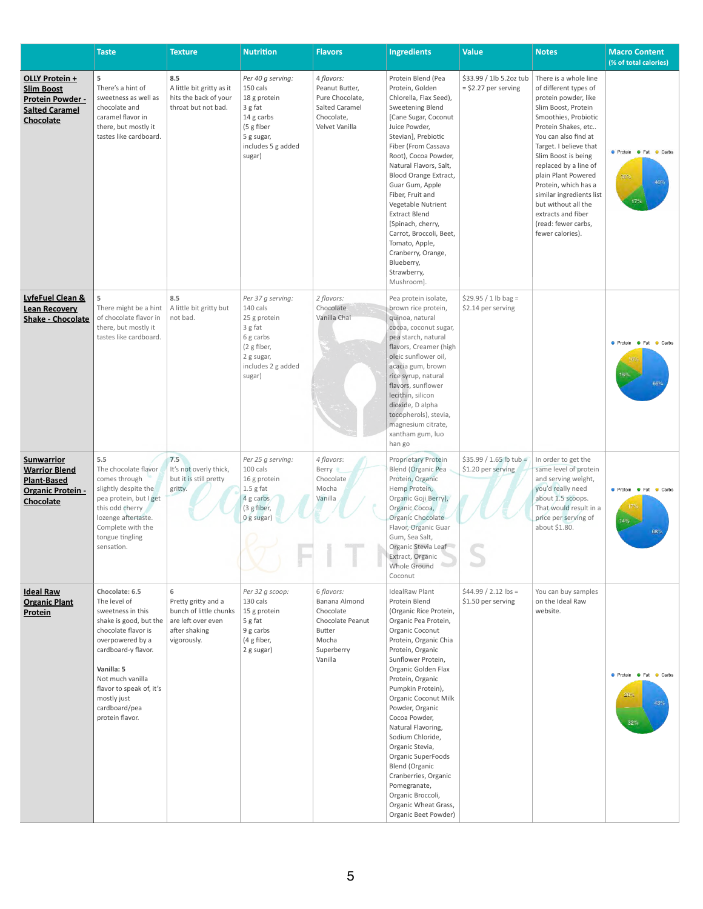| | Taste | Texture | Nutrition | Flavors | Ingredients | Value | Notes | Macro Content (% of total calories) |
|---|---|---|---|---|---|---|---|---|
| **OLLY Protein + Slim Boost Protein Powder - Salted Caramel Chocolate** | 5<br>There's a hint of sweetness as well as chocolate and caramel flavor in there, but mostly it tastes like cardboard. | **8.5**<br>A little bit gritty as it hits the back of your throat but not bad. | *Per 40 g serving:*<br>150 cals<br>18 g protein<br>3 g fat<br>14 g carbs<br>(5 g fiber<br>5 g sugar,<br>includes 5 g added sugar) | *4 flavors:*<br>Peanut Butter,<br>Pure Chocolate,<br>Salted Caramel Chocolate,<br>Velvet Vanilla | Protein Blend (Pea Protein, Golden Chlorella, Flax Seed), Sweetening Blend [Cane Sugar, Coconut Juice Powder, Stevian], Prebiotic Fiber (From Cassava Root), Cocoa Powder, Natural Flavors, Salt, Blood Orange Extract, Guar Gum, Apple Fiber, Fruit and Vegetable Nutrient Extract Blend [Spinach, cherry, Carrot, Broccoli, Beet, Tomato, Apple, Cranberry, Orange, Blueberry, Strawberry, Mushroom]. | $33.99 / 1lb 5.2oz tub = $2.27 per serving | There is a whole line of different types of protein powder, like Slim Boost, Protein Smoothies, Probiotic Protein Shakes, etc.. You can also find at Target. I believe that Slim Boost is being replaced by a line of plain Plant Powered Protein, which has a similar ingredients list but without all the extracts and fiber (read: fewer carbs, fewer calories). | Protein 46%, Fat 17%, Carbs 37% |
| **LyfeFuel Clean & Lean Recovery Shake - Chocolate** | 5<br>There might be a hint of chocolate flavor in there, but mostly it tastes like cardboard. | **8.5**<br>A little bit gritty but not bad. | *Per 37 g serving:*<br>140 cals<br>25 g protein<br>3 g fat<br>6 g carbs<br>(2 g fiber,<br>2 g sugar,<br>includes 2 g added sugar) | *2 flavors:*<br>Chocolate<br>Vanilla Chai | Pea protein isolate, brown rice protein, quinoa, natural cocoa, coconut sugar, pea starch, natural flavors, Creamer (high oleic sunflower oil, acacia gum, brown rice syrup, natural flavors, sunflower lecithin, silicon dioxide, D alpha tocopherols), stevia, magnesium citrate, xantham gum, luo han go | $29.95 / 1 lb bag = $2.14 per serving | | Protein 66%, Fat 18%, Carbs 16% |
| **Sunwarrior Warrior Blend Plant-Based Organic Protein - Chocolate** | 5.5<br>The chocolate flavor comes through slightly despite the pea protein, but I get this odd cherry lozenge aftertaste. Complete with the tongue tingling sensation. | **7.5**<br>It's not overly thick, but it is still pretty gritty. | *Per 25 g serving:*<br>100 cals<br>16 g protein<br>1.5 g fat<br>4 g carbs<br>(3 g fiber,<br>0 g sugar) | *4 flavors:*<br>Berry<br>Chocolate<br>Mocha<br>Vanilla | Proprietary Protein Blend (Organic Pea Protein, Organic Hemp Protein, Organic Goji Berry), Organic Cocoa, Organic Chocolate Flavor, Organic Guar Gum, Sea Salt, Organic Stevia Leaf Extract, Organic Whole Ground Coconut | $35.99 / 1.65 lb tub = $1.20 per serving | In order to get the same level of protein and serving weight, you'd really need about 1.5 scoops. That would result in a price per serving of about $1.80. | Protein 68%, Fat 14%, Carbs 17% |
| **Ideal Raw Organic Plant Protein** | **Chocolate: 6.5**<br>The level of sweetness in this shake is good, but the chocolate flavor is overpowered by a cardboard-y flavor.<br><br>**Vanilla: 5**<br>Not much vanilla flavor to speak of, it's mostly just cardboard/pea protein flavor. | 6<br>Pretty gritty and a bunch of little chunks are left over even after shaking vigorously. | *Per 32 g scoop:*<br>130 cals<br>15 g protein<br>5 g fat<br>9 g carbs<br>(4 g fiber,<br>2 g sugar) | *6 flavors:*<br>Banana Almond<br>Chocolate<br>Chocolate Peanut Butter<br>Mocha<br>Superberry<br>Vanilla | IdealRaw Plant Protein Blend (Organic Rice Protein, Organic Pea Protein, Organic Coconut Protein, Organic Chia Protein, Organic Sunflower Protein, Organic Golden Flax Protein, Organic Pumpkin Protein), Organic Coconut Milk Powder, Organic Cocoa Powder, Natural Flavoring, Sodium Chloride, Organic Stevia, Organic SuperFoods Blend (Organic Cranberries, Organic Pomegranate, Organic Broccoli, Organic Wheat Grass, Organic Beet Powder) | $44.99 / 2.12 lbs = $1.50 per serving | You can buy samples on the Ideal Raw website. | Protein 43%, Fat 32%, Carbs 26% |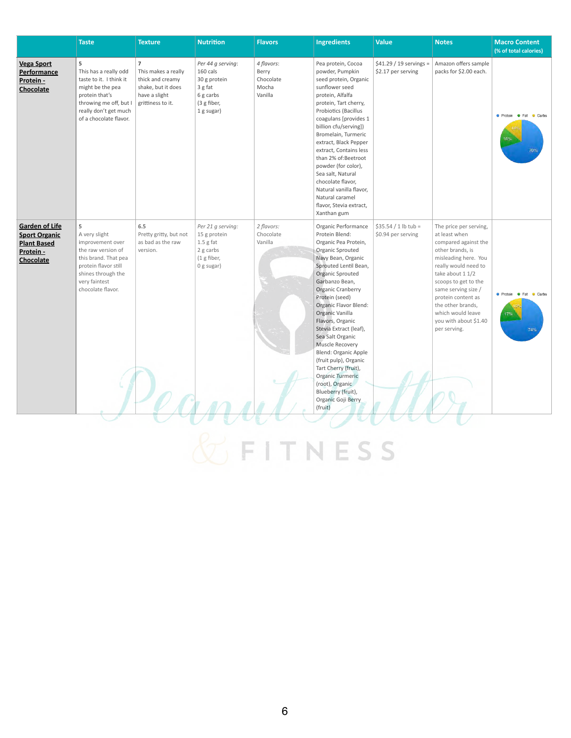| | Taste | Texture | Nutrition | Flavors | Ingredients | Value | Notes | Macro Content (% of total calories) |
|---|---|---|---|---|---|---|---|---|
| **Vega Sport Performance Protein - Chocolate** | 5<br>This has a really odd taste to it. I think it might be the pea protein that's throwing me off, but I really don't get much of a chocolate flavor. | 7<br>This makes a really thick and creamy shake, but it does have a slight grittiness to it. | *Per 44 g serving:*<br>160 cals<br>30 g protein<br>3 g fat<br>6 g carbs<br>(3 g fiber,<br>1 g sugar) | *4 flavors:*<br>Berry<br>Chocolate<br>Mocha<br>Vanilla | Pea protein, Cocoa powder, Pumpkin seed protein, Organic sunflower seed protein, Alfalfa protein, Tart cherry, Probiotics (Bacillus coagulans [provides 1 billion cfu/serving]) Bromelain, Turmeric extract, Black Pepper extract, Contains less than 2% of:Beetroot powder (for color), Sea salt, Natural chocolate flavor, Natural vanilla flavor, Natural caramel flavor, Stevia extract, Xanthan gum | $41.29 / 19 servings = $2.17 per serving | Amazon offers sample packs for $2.00 each. | Protein 70%, Fat 16%, Carbs 14% |
| **Garden of Life Sport Organic Plant Based Protein - Chocolate** | 5<br>A very slight improvement over the raw version of this brand. That pea protein flavor still shines through the very faintest chocolate flavor. | 6.5<br>Pretty gritty, but not as bad as the raw version. | *Per 21 g serving:*<br>15 g protein<br>1.5 g fat<br>2 g carbs<br>(1 g fiber,<br>0 g sugar) | *2 flavors:*<br>Chocolate<br>Vanilla | Organic Performance Protein Blend: Organic Pea Protein, Organic Sprouted Navy Bean, Organic Sprouted Lentil Bean, Organic Sprouted Garbanzo Bean, Organic Cranberry Protein (seed) Organic Flavor Blend: Organic Vanilla Flavors, Organic Stevia Extract (leaf), Sea Salt Organic Muscle Recovery Blend: Organic Apple (fruit pulp), Organic Tart Cherry (fruit), Organic Turmeric (root), Organic Blueberry (fruit), Organic Goji Berry (fruit) | $35.54 / 1 lb tub = $0.94 per serving | The price per serving, at least when compared against the other brands, is misleading here. You really would need to take about 1 1/2 scoops to get to the same serving size / protein content as the other brands, which would leave you with about $1.40 per serving. | Protein 74%, Fat 17%, Carbs 10% |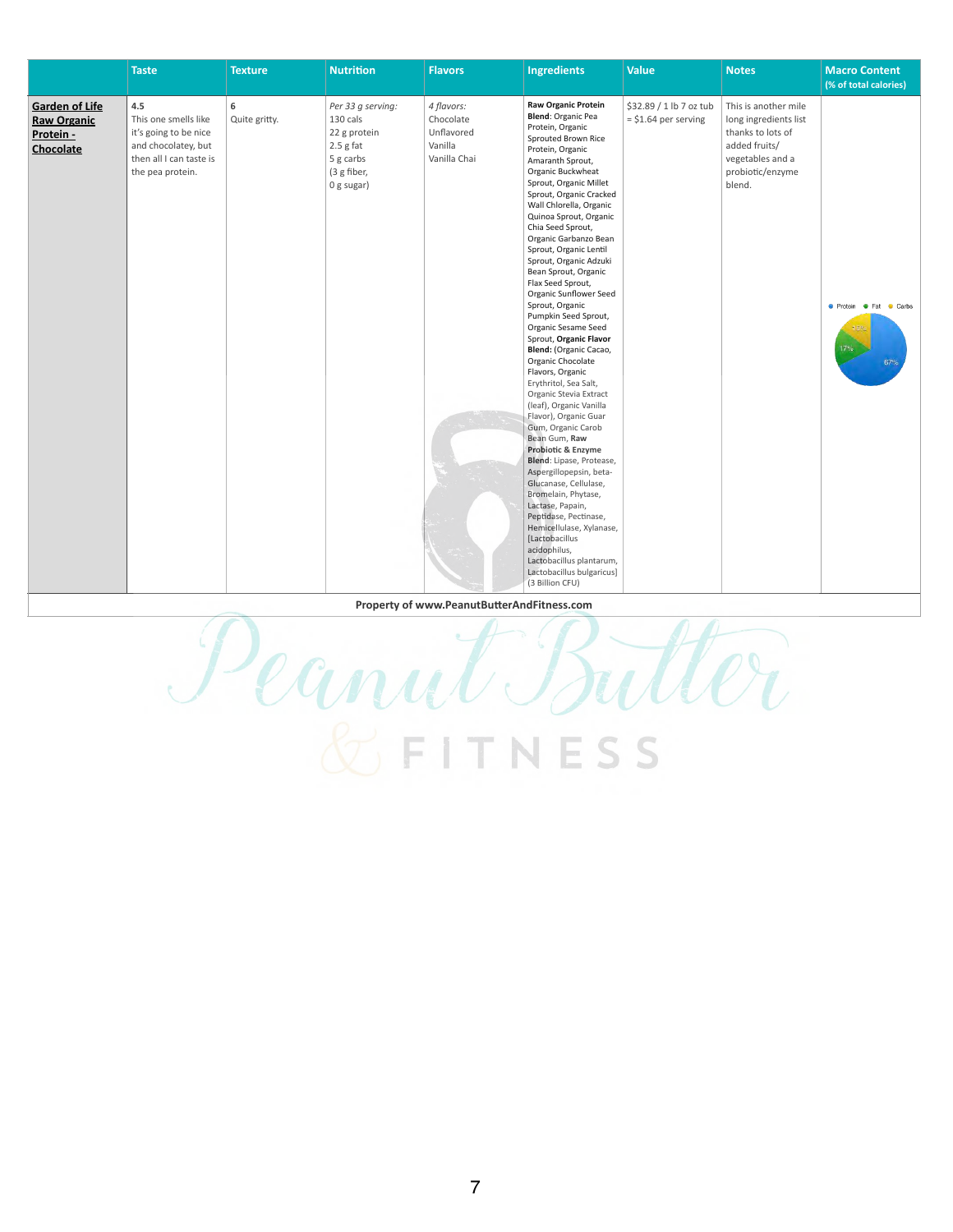| | Taste | Texture | Nutrition | Flavors | Ingredients | Value | Notes | Macro Content (% of total calories) |
|---|---|---|---|---|---|---|---|---|
| **Garden of Life Raw Organic Protein - Chocolate** | **4.5** This one smells like it's going to be nice and chocolatey, but then all I can taste is the pea protein. | **6** Quite gritty. | *Per 33 g serving:* 130 cals 22 g protein 2.5 g fat 5 g carbs (3 g fiber, 0 g sugar) | *4 flavors:* Chocolate Unflavored Vanilla Vanilla Chai | **Raw Organic Protein Blend**: Organic Pea Protein, Organic Sprouted Brown Rice Protein, Organic Amaranth Sprout, Organic Buckwheat Sprout, Organic Millet Sprout, Organic Cracked Wall Chlorella, Organic Quinoa Sprout, Organic Chia Seed Sprout, Organic Garbanzo Bean Sprout, Organic Lentil Sprout, Organic Adzuki Bean Sprout, Organic Flax Seed Sprout, Organic Sunflower Seed Sprout, Organic Pumpkin Seed Sprout, Organic Sesame Seed Sprout, **Organic Flavor Blend:** (Organic Cacao, Organic Chocolate Flavors, Organic Erythritol, Sea Salt, Organic Stevia Extract (leaf), Organic Vanilla Flavor), Organic Guar Gum, Organic Carob Bean Gum, **Raw Probiotic & Enzyme Blend**: Lipase, Protease, Aspergillopepsin, beta-Glucanase, Cellulase, Bromelain, Phytase, Lactase, Papain, Peptidase, Pectinase, Hemicellulase, Xylanase, [Lactobacillus acidophilus, Lactobacillus plantarum, Lactobacillus bulgaricus] (3 Billion CFU) | $32.89 / 1 lb 7 oz tub = $1.64 per serving | This is another mile long ingredients list thanks to lots of added fruits/ vegetables and a probiotic/enzyme blend. | Protein Fat Carbs 17% 67% |

**Property of www.PeanutButterAndFitness.com**